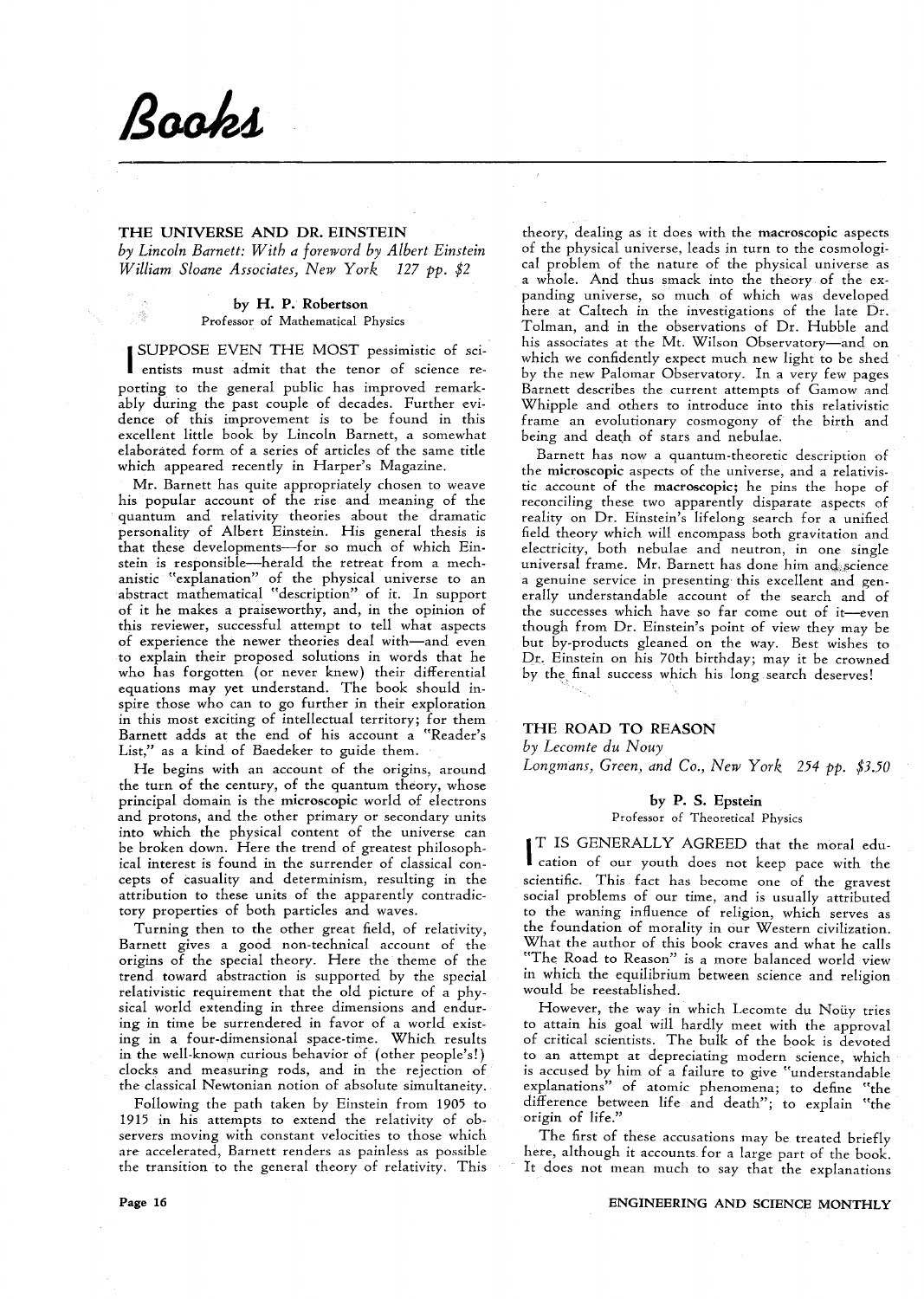# Books

## THE UNIVERSE AND DR. EINSTEIN

*by Lincoln Barnett: With a foreword by Albert Einstein*
*William Sloane Associates, New York 127 pp. $2*

**by H. P. Robertson**
Professor of Mathematical Physics

I SUPPOSE EVEN THE MOST pessimistic of scientists must admit that the tenor of science reporting to the general public has improved remarkably during the past couple of decades. Further evidence of this improvement is to be found in this excellent little book by Lincoln Barnett, a somewhat elaborated form of a series of articles of the same title which appeared recently in Harper's Magazine.

Mr. Barnett has quite appropriately chosen to weave his popular account of the rise and meaning of the quantum and relativity theories about the dramatic personality of Albert Einstein. His general thesis is that these developments—for so much of which Einstein is responsible—herald the retreat from a mechanistic "explanation" of the physical universe to an abstract mathematical "description" of it. In support of it he makes a praiseworthy, and, in the opinion of this reviewer, successful attempt to tell what aspects of experience the newer theories deal with—and even to explain their proposed solutions in words that he who has forgotten (or never knew) their differential equations may yet understand. The book should inspire those who can to go further in their exploration in this most exciting of intellectual territory; for them Barnett adds at the end of his account a "Reader's List," as a kind of Baedeker to guide them.

He begins with an account of the origins, around the turn of the century, of the quantum theory, whose principal domain is the microscopic world of electrons and protons, and the other primary or secondary units into which the physical content of the universe can be broken down. Here the trend of greatest philosophical interest is found in the surrender of classical concepts of casuality and determinism, resulting in the attribution to these units of the apparently contradictory properties of both particles and waves.

Turning then to the other great field, of relativity, Barnett gives a good non-technical account of the origins of the special theory. Here the theme of the trend toward abstraction is supported by the special relativistic requirement that the old picture of a physical world extending in three dimensions and enduring in time be surrendered in favor of a world existing in a four-dimensional space-time. Which results in the well-known curious behavior of (other people's!) clocks and measuring rods, and in the rejection of the classical Newtonian notion of absolute simultaneity.

Following the path taken by Einstein from 1905 to 1915 in his attempts to extend the relativity of observers moving with constant velocities to those which are accelerated, Barnett renders as painless as possible the transition to the general theory of relativity. This theory, dealing as it does with the macroscopic aspects of the physical universe, leads in turn to the cosmological problem of the nature of the physical universe as a whole. And thus smack into the theory of the expanding universe, so much of which was developed here at Caltech in the investigations of the late Dr. Tolman, and in the observations of Dr. Hubble and his associates at the Mt. Wilson Observatory—and on which we confidently expect much new light to be shed by the new Palomar Observatory. In a very few pages Barnett describes the current attempts of Gamow and Whipple and others to introduce into this relativistic frame an evolutionary cosmogony of the birth and being and death of stars and nebulae.

Barnett has now a quantum-theoretic description of the microscopic aspects of the universe, and a relativistic account of the macroscopic; he pins the hope of reconciling these two apparently disparate aspects of reality on Dr. Einstein's lifelong search for a unified field theory which will encompass both gravitation and electricity, both nebulae and neutron, in one single universal frame. Mr. Barnett has done him and science a genuine service in presenting this excellent and generally understandable account of the search and of the successes which have so far come out of it—even though from Dr. Einstein's point of view they may be but by-products gleaned on the way. Best wishes to Dr. Einstein on his 70th birthday; may it be crowned by the final success which his long search deserves!

## THE ROAD TO REASON

*by Lecomte du Nouy*
*Longmans, Green, and Co., New York 254 pp. $3.50*

**by P. S. Epstein**
Professor of Theoretical Physics

IT IS GENERALLY AGREED that the moral education of our youth does not keep pace with the scientific. This fact has become one of the gravest social problems of our time, and is usually attributed to the waning influence of religion, which serves as the foundation of morality in our Western civilization. What the author of this book craves and what he calls "The Road to Reason" is a more balanced world view in which the equilibrium between science and religion would be reestablished.

However, the way in which Lecomte du Noüy tries to attain his goal will hardly meet with the approval of critical scientists. The bulk of the book is devoted to an attempt at depreciating modern science, which is accused by him of a failure to give "understandable explanations" of atomic phenomena; to define "the difference between life and death"; to explain "the origin of life."

The first of these accusations may be treated briefly here, although it accounts for a large part of the book. It does not mean much to say that the explanations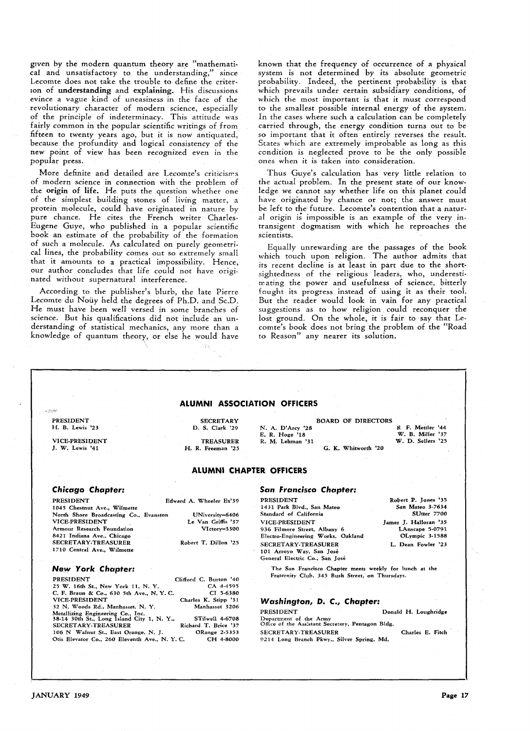given by the modern quantum theory are "mathematical and unsatisfactory to the understanding," since Lecomte does not take the trouble to define the criterion of **understanding** and **explaining.** His discussions evince a vague kind of uneasiness in the face of the revolutionary character of modern science, especially of the principle of indeterminacy. This attitude was fairly common in the popular scientific writings of from fifteen to twenty years ago, but it is now antiquated, because the profundity and logical consistency of the new point of view has been recognized even in the popular press.

More definite and detailed are Lecomte's criticisms of modern science in connection with the problem of the **origin of life.** He puts the question whether one of the simplest building stones of living matter, a protein molecule, could have originated in nature by pure chance. He cites the French writer Charles-Eugene Guye, who published in a popular scientific book an estimate of the probability of the formation of such a molecule. As calculated on purely geometrical lines, the probability comes out so extremely small that it amounts to a practical impossibility. Hence, our author concludes that life could not have originated without supernatural interference.

According to the publisher's blurb, the late Pierre Lecomte du Noüy held the degrees of Ph.D. and Sc.D. He must have been well versed in some branches of science. But his qualifications did not include an understanding of statistical mechanics, any more than a knowledge of quantum theory, or else he would have known that the frequency of occurrence of a physical system is not determined by its absolute geometric probability. Indeed, the pertinent probability is that which prevails under certain subsidiary conditions, of which the most important is that it must correspond to the smallest possible internal energy of the system. In the cases where such a calculation can be completely carried through, the energy condition turns out to be so important that it often entirely reverses the result. States which are extremely improbable as long as this condition is neglected prove to be the only possible ones when it is taken into consideration.

Thus Guye's calculation has very little relation to the actual problem. In the present state of our knowledge we cannot say whether life on this planet could have originated by chance or not; the answer must be left to the future. Lecomte's contention that a natural origin is impossible is an example of the very intransigent dogmatism with which he reproaches the scientists.

Equally unrewarding are the passages of the book which touch upon religion. The author admits that its recent decline is at least in part due to the shortsightedness of the religious leaders, who, underestimating the power and usefulness of science, bitterly fought its progress instead of using it as their tool. But the reader would look in vain for any practical suggestions as to how religion could reconquer the lost ground. On the whole, it is fair to say that Lecomte's book does not bring the problem of the "Road to Reason" any nearer its solution.

## ALUMNI ASSOCIATION OFFICERS

PRESIDENT
H. B. Lewis '23

VICE-PRESIDENT
J. W. Lewis '41

SECRETARY
D. S. Clark '29

TREASURER
H. R. Freeman '25

BOARD OF DIRECTORS
N. A. D'Arcy '28
E. R. Hoge '18
R. M. Lehman '31
G. K. Whitworth '20
R. F. Mettler '44
W. B. Miller '37
W. D. Sellers '25

## ALUMNI CHAPTER OFFICERS

### *Chicago Chapter:*

| | |
|---|---|
| PRESIDENT | Edward A. Wheeler Ex'39 |
| 1045 Chestnut Ave., Wilmette | |
| North Shore Broadcasting Co., Evanston | UNiversity–6406 |
| VICE-PRESIDENT | Le Van Griffis '37 |
| Armour Research Foundation | VIctory–3300 |
| 8421 Indiana Ave., Chicago | |
| SECRETARY-TREASURER | Robert T. Dillon '25 |
| 1710 Central Ave., Wilmette | |

### *New York Chapter:*

| | |
|---|---|
| PRESIDENT | Clifford C. Burton '40 |
| 25 W. 16th St., New York 11, N. Y. | CA 4-4595 |
| C. F. Braun & Co., 630 5th Ave., N. Y. C. | CI 5-6380 |
| VICE-PRESIDENT | Charles K. Stipp '31 |
| 32 N. Woods Rd., Manhasset, N. Y. | Manhasset 3206 |
| Metallizing Engineering Co., Inc. 38-14 30th St., Long Island City 1, N. Y., | STilwell 4-6708 |
| SECRETARY-TREASURER | Richard T. Brice '37 |
| 106 N Walnut St., East Orange, N. J. | ORange 2-5353 |
| Otis Elevator Co., 260 Eleventh Ave., N. Y. C. | CH 4-8000 |

### *San Francisco Chapter:*

| | |
|---|---|
| PRESIDENT | Robert P. Jones '35 |
| 1431 Park Blvd., San Mateo | San Mateo 3-7634 |
| Standard of California | SUtter 7700 |
| VICE-PRESIDENT | James J. Halloran '35 |
| 936 Filmore Street, Albany 6 | LAnscape 5-0791 |
| Electro-Engineering Works, Oakland | OLympic 3-1588 |
| SECRETARY-TREASURER | L. Dean Fowler '23 |
| 101 Arroyo Way, San José | |
| General Electric Co., San José | |

The San Francisco Chapter meets weekly for lunch at the Fraternity Club, 345 Bush Street, on Thursdays.

### *Washington, D. C., Chapter:*

| | |
|---|---|
| PRESIDENT | Donald H. Loughridge |
| Department of the Army | |
| Office of the Assistant Secretary, Pentagon Bldg. | |
| SECRETARY-TREASURER | Charles E. Fitch |
| 9214 Long Branch Pkwy., Silver Spring, Md. | |